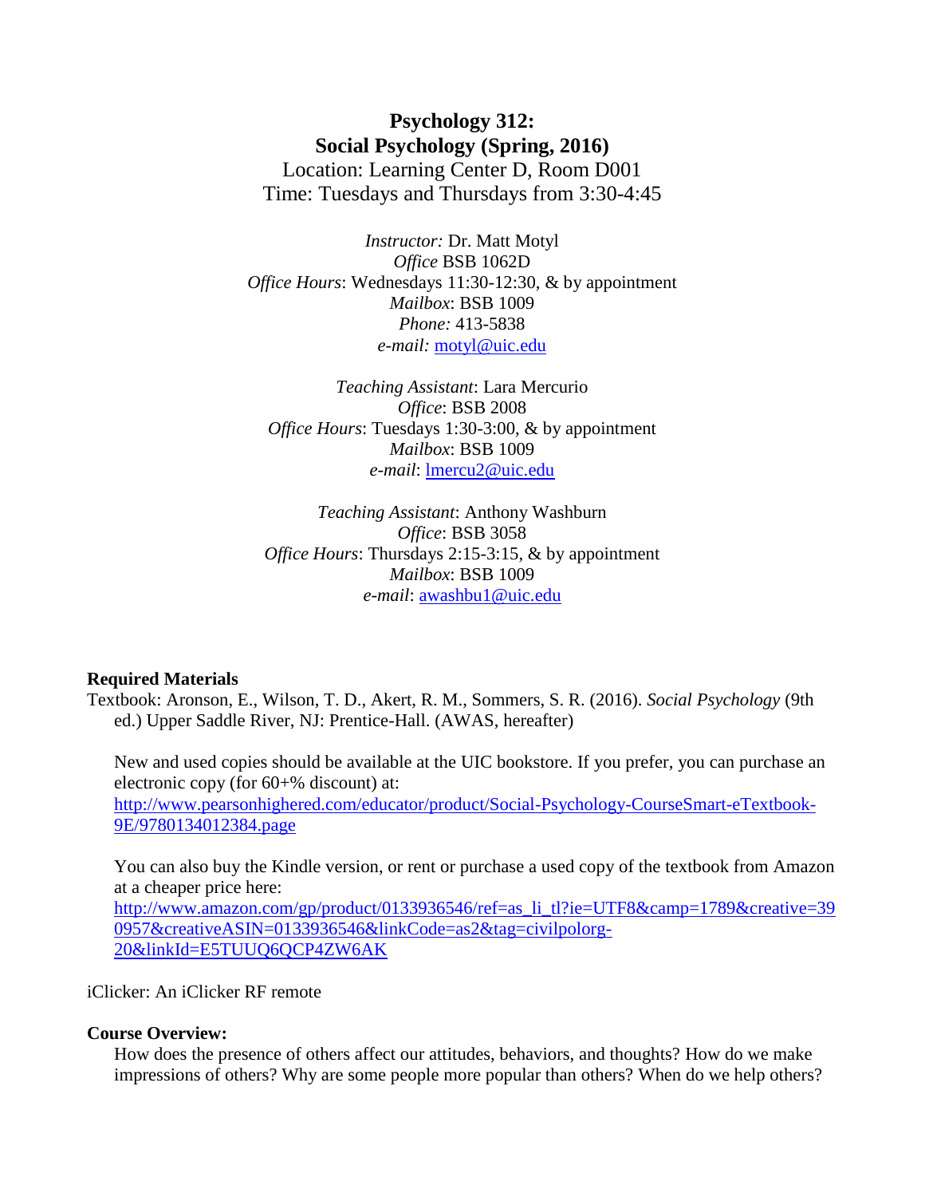# Psychology 312: Social Psychology (Spring, 2016)

Location: Learning Center D, Room D001
Time: Tuesdays and Thursdays from 3:30-4:45

*Instructor:* Dr. Matt Motyl
*Office* BSB 1062D
*Office Hours*: Wednesdays 11:30-12:30, & by appointment
*Mailbox*: BSB 1009
*Phone:* 413-5838
*e-mail:* motyl@uic.edu

*Teaching Assistant*: Lara Mercurio
*Office*: BSB 2008
*Office Hours*: Tuesdays 1:30-3:00, & by appointment
*Mailbox*: BSB 1009
*e-mail*: lmercu2@uic.edu

*Teaching Assistant*: Anthony Washburn
*Office*: BSB 3058
*Office Hours*: Thursdays 2:15-3:15, & by appointment
*Mailbox*: BSB 1009
*e-mail*: awashbu1@uic.edu

**Required Materials**

Textbook: Aronson, E., Wilson, T. D., Akert, R. M., Sommers, S. R. (2016). *Social Psychology* (9th ed.) Upper Saddle River, NJ: Prentice-Hall. (AWAS, hereafter)

New and used copies should be available at the UIC bookstore. If you prefer, you can purchase an electronic copy (for 60+% discount) at:
http://www.pearsonhighered.com/educator/product/Social-Psychology-CourseSmart-eTextbook-9E/9780134012384.page

You can also buy the Kindle version, or rent or purchase a used copy of the textbook from Amazon at a cheaper price here:
http://www.amazon.com/gp/product/0133936546/ref=as_li_tl?ie=UTF8&camp=1789&creative=390957&creativeASIN=0133936546&linkCode=as2&tag=civilpolorg-20&linkId=E5TUUQ6QCP4ZW6AK

iClicker: An iClicker RF remote

**Course Overview:**

How does the presence of others affect our attitudes, behaviors, and thoughts? How do we make impressions of others? Why are some people more popular than others? When do we help others?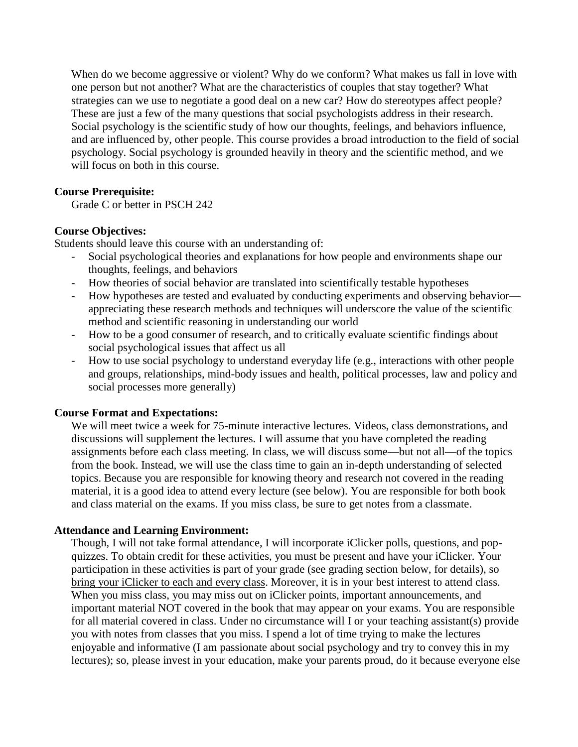When do we become aggressive or violent? Why do we conform? What makes us fall in love with one person but not another? What are the characteristics of couples that stay together? What strategies can we use to negotiate a good deal on a new car? How do stereotypes affect people? These are just a few of the many questions that social psychologists address in their research. Social psychology is the scientific study of how our thoughts, feelings, and behaviors influence, and are influenced by, other people. This course provides a broad introduction to the field of social psychology. Social psychology is grounded heavily in theory and the scientific method, and we will focus on both in this course.

**Course Prerequisite:**

Grade C or better in PSCH 242

**Course Objectives:**

Students should leave this course with an understanding of:

- Social psychological theories and explanations for how people and environments shape our thoughts, feelings, and behaviors
- How theories of social behavior are translated into scientifically testable hypotheses
- How hypotheses are tested and evaluated by conducting experiments and observing behavior—appreciating these research methods and techniques will underscore the value of the scientific method and scientific reasoning in understanding our world
- How to be a good consumer of research, and to critically evaluate scientific findings about social psychological issues that affect us all
- How to use social psychology to understand everyday life (e.g., interactions with other people and groups, relationships, mind-body issues and health, political processes, law and policy and social processes more generally)

**Course Format and Expectations:**

We will meet twice a week for 75-minute interactive lectures. Videos, class demonstrations, and discussions will supplement the lectures. I will assume that you have completed the reading assignments before each class meeting. In class, we will discuss some—but not all—of the topics from the book. Instead, we will use the class time to gain an in-depth understanding of selected topics. Because you are responsible for knowing theory and research not covered in the reading material, it is a good idea to attend every lecture (see below). You are responsible for both book and class material on the exams. If you miss class, be sure to get notes from a classmate.

**Attendance and Learning Environment:**

Though, I will not take formal attendance, I will incorporate iClicker polls, questions, and pop-quizzes. To obtain credit for these activities, you must be present and have your iClicker. Your participation in these activities is part of your grade (see grading section below, for details), so <u>bring your iClicker to each and every class</u>. Moreover, it is in your best interest to attend class. When you miss class, you may miss out on iClicker points, important announcements, and important material NOT covered in the book that may appear on your exams. You are responsible for all material covered in class. Under no circumstance will I or your teaching assistant(s) provide you with notes from classes that you miss. I spend a lot of time trying to make the lectures enjoyable and informative (I am passionate about social psychology and try to convey this in my lectures); so, please invest in your education, make your parents proud, do it because everyone else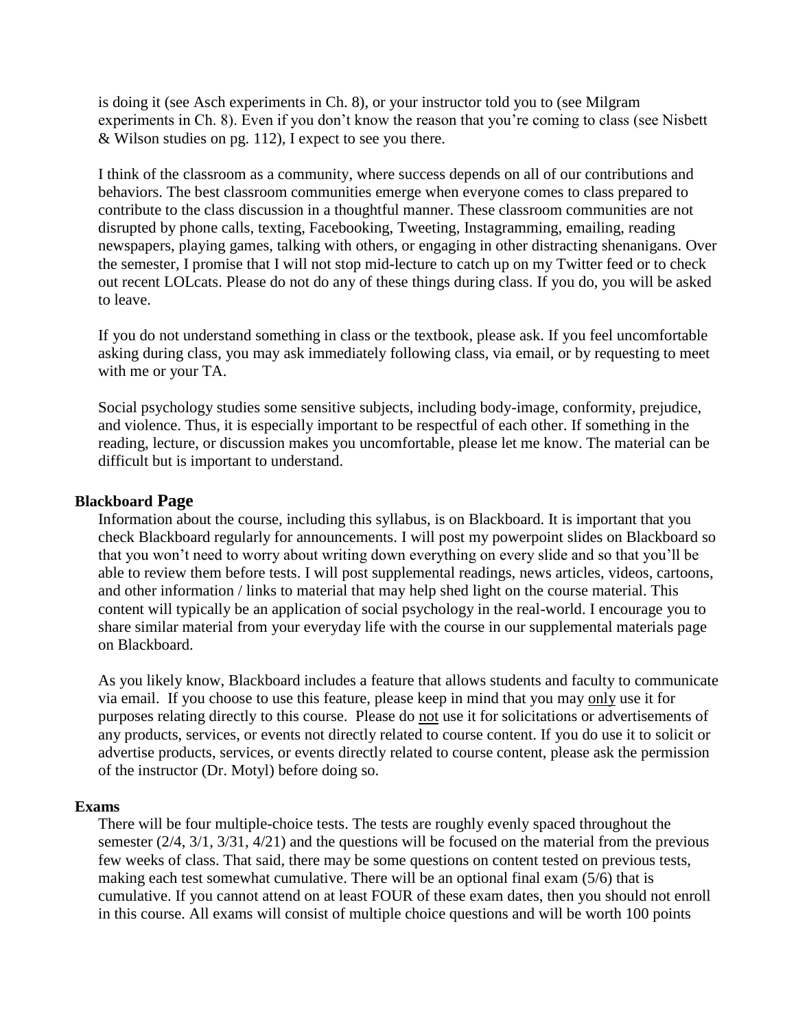is doing it (see Asch experiments in Ch. 8), or your instructor told you to (see Milgram experiments in Ch. 8). Even if you don't know the reason that you're coming to class (see Nisbett & Wilson studies on pg. 112), I expect to see you there.

I think of the classroom as a community, where success depends on all of our contributions and behaviors. The best classroom communities emerge when everyone comes to class prepared to contribute to the class discussion in a thoughtful manner. These classroom communities are not disrupted by phone calls, texting, Facebooking, Tweeting, Instagramming, emailing, reading newspapers, playing games, talking with others, or engaging in other distracting shenanigans. Over the semester, I promise that I will not stop mid-lecture to catch up on my Twitter feed or to check out recent LOLcats. Please do not do any of these things during class. If you do, you will be asked to leave.

If you do not understand something in class or the textbook, please ask. If you feel uncomfortable asking during class, you may ask immediately following class, via email, or by requesting to meet with me or your TA.

Social psychology studies some sensitive subjects, including body-image, conformity, prejudice, and violence. Thus, it is especially important to be respectful of each other. If something in the reading, lecture, or discussion makes you uncomfortable, please let me know. The material can be difficult but is important to understand.

### Blackboard Page

Information about the course, including this syllabus, is on Blackboard. It is important that you check Blackboard regularly for announcements. I will post my powerpoint slides on Blackboard so that you won't need to worry about writing down everything on every slide and so that you'll be able to review them before tests. I will post supplemental readings, news articles, videos, cartoons, and other information / links to material that may help shed light on the course material. This content will typically be an application of social psychology in the real-world. I encourage you to share similar material from your everyday life with the course in our supplemental materials page on Blackboard.

As you likely know, Blackboard includes a feature that allows students and faculty to communicate via email. If you choose to use this feature, please keep in mind that you may only use it for purposes relating directly to this course. Please do not use it for solicitations or advertisements of any products, services, or events not directly related to course content. If you do use it to solicit or advertise products, services, or events directly related to course content, please ask the permission of the instructor (Dr. Motyl) before doing so.

### Exams

There will be four multiple-choice tests. The tests are roughly evenly spaced throughout the semester (2/4, 3/1, 3/31, 4/21) and the questions will be focused on the material from the previous few weeks of class. That said, there may be some questions on content tested on previous tests, making each test somewhat cumulative. There will be an optional final exam (5/6) that is cumulative. If you cannot attend on at least FOUR of these exam dates, then you should not enroll in this course. All exams will consist of multiple choice questions and will be worth 100 points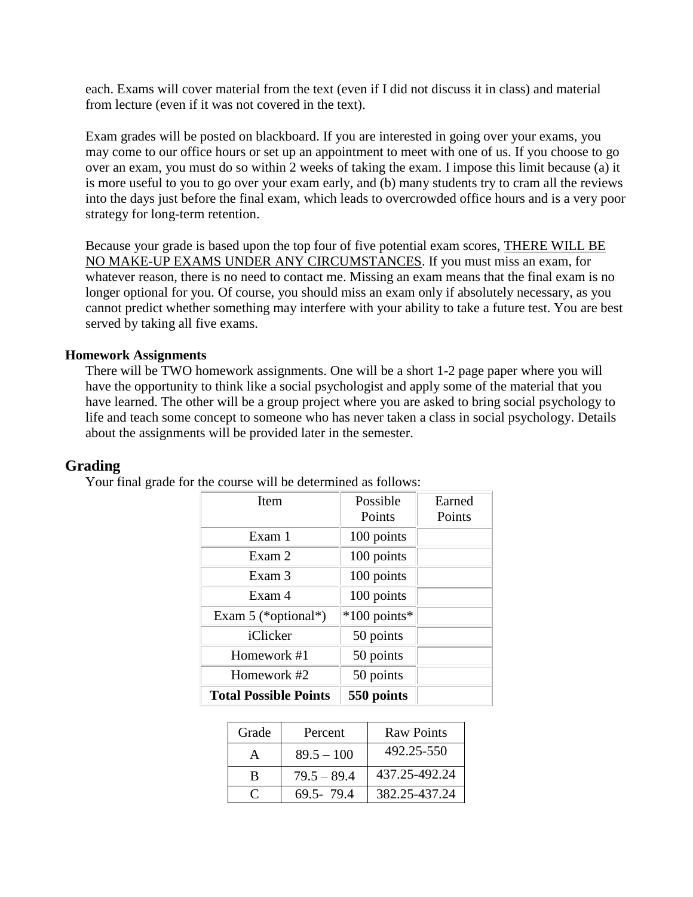each. Exams will cover material from the text (even if I did not discuss it in class) and material from lecture (even if it was not covered in the text).

Exam grades will be posted on blackboard. If you are interested in going over your exams, you may come to our office hours or set up an appointment to meet with one of us. If you choose to go over an exam, you must do so within 2 weeks of taking the exam. I impose this limit because (a) it is more useful to you to go over your exam early, and (b) many students try to cram all the reviews into the days just before the final exam, which leads to overcrowded office hours and is a very poor strategy for long-term retention.

Because your grade is based upon the top four of five potential exam scores, <u>THERE WILL BE NO MAKE-UP EXAMS UNDER ANY CIRCUMSTANCES</u>. If you must miss an exam, for whatever reason, there is no need to contact me. Missing an exam means that the final exam is no longer optional for you. Of course, you should miss an exam only if absolutely necessary, as you cannot predict whether something may interfere with your ability to take a future test. You are best served by taking all five exams.

### Homework Assignments

There will be TWO homework assignments. One will be a short 1-2 page paper where you will have the opportunity to think like a social psychologist and apply some of the material that you have learned. The other will be a group project where you are asked to bring social psychology to life and teach some concept to someone who has never taken a class in social psychology. Details about the assignments will be provided later in the semester.

## Grading

Your final grade for the course will be determined as follows:

| Item | Possible Points | Earned Points |
|---|---|---|
| Exam 1 | 100 points | |
| Exam 2 | 100 points | |
| Exam 3 | 100 points | |
| Exam 4 | 100 points | |
| Exam 5 (*optional*) | *100 points* | |
| iClicker | 50 points | |
| Homework #1 | 50 points | |
| Homework #2 | 50 points | |
| **Total Possible Points** | **550 points** | |

| Grade | Percent | Raw Points |
|---|---|---|
| A | 89.5 – 100 | 492.25-550 |
| B | 79.5 – 89.4 | 437.25-492.24 |
| C | 69.5- 79.4 | 382.25-437.24 |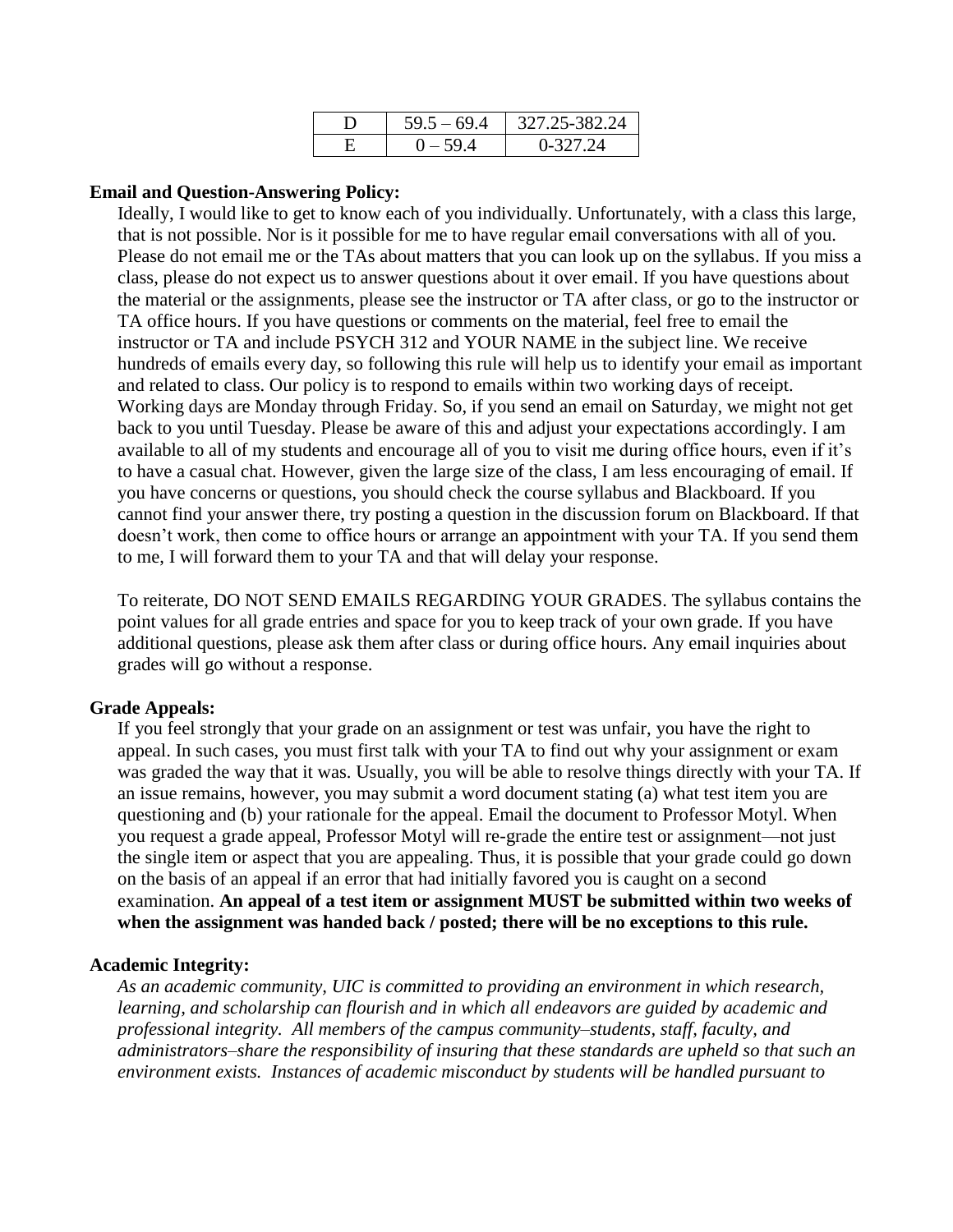| D | 59.5 – 69.4 | 327.25-382.24 |
|---|---|---|
| E | 0 – 59.4 | 0-327.24 |

**Email and Question-Answering Policy:**

Ideally, I would like to get to know each of you individually. Unfortunately, with a class this large, that is not possible. Nor is it possible for me to have regular email conversations with all of you. Please do not email me or the TAs about matters that you can look up on the syllabus. If you miss a class, please do not expect us to answer questions about it over email. If you have questions about the material or the assignments, please see the instructor or TA after class, or go to the instructor or TA office hours. If you have questions or comments on the material, feel free to email the instructor or TA and include PSYCH 312 and YOUR NAME in the subject line. We receive hundreds of emails every day, so following this rule will help us to identify your email as important and related to class. Our policy is to respond to emails within two working days of receipt. Working days are Monday through Friday. So, if you send an email on Saturday, we might not get back to you until Tuesday. Please be aware of this and adjust your expectations accordingly. I am available to all of my students and encourage all of you to visit me during office hours, even if it's to have a casual chat. However, given the large size of the class, I am less encouraging of email. If you have concerns or questions, you should check the course syllabus and Blackboard. If you cannot find your answer there, try posting a question in the discussion forum on Blackboard. If that doesn't work, then come to office hours or arrange an appointment with your TA. If you send them to me, I will forward them to your TA and that will delay your response.

To reiterate, DO NOT SEND EMAILS REGARDING YOUR GRADES. The syllabus contains the point values for all grade entries and space for you to keep track of your own grade. If you have additional questions, please ask them after class or during office hours. Any email inquiries about grades will go without a response.

**Grade Appeals:**

If you feel strongly that your grade on an assignment or test was unfair, you have the right to appeal. In such cases, you must first talk with your TA to find out why your assignment or exam was graded the way that it was. Usually, you will be able to resolve things directly with your TA. If an issue remains, however, you may submit a word document stating (a) what test item you are questioning and (b) your rationale for the appeal. Email the document to Professor Motyl. When you request a grade appeal, Professor Motyl will re-grade the entire test or assignment—not just the single item or aspect that you are appealing. Thus, it is possible that your grade could go down on the basis of an appeal if an error that had initially favored you is caught on a second examination. **An appeal of a test item or assignment MUST be submitted within two weeks of when the assignment was handed back / posted; there will be no exceptions to this rule.**

**Academic Integrity:**

*As an academic community, UIC is committed to providing an environment in which research, learning, and scholarship can flourish and in which all endeavors are guided by academic and professional integrity. All members of the campus community–students, staff, faculty, and administrators–share the responsibility of insuring that these standards are upheld so that such an environment exists. Instances of academic misconduct by students will be handled pursuant to*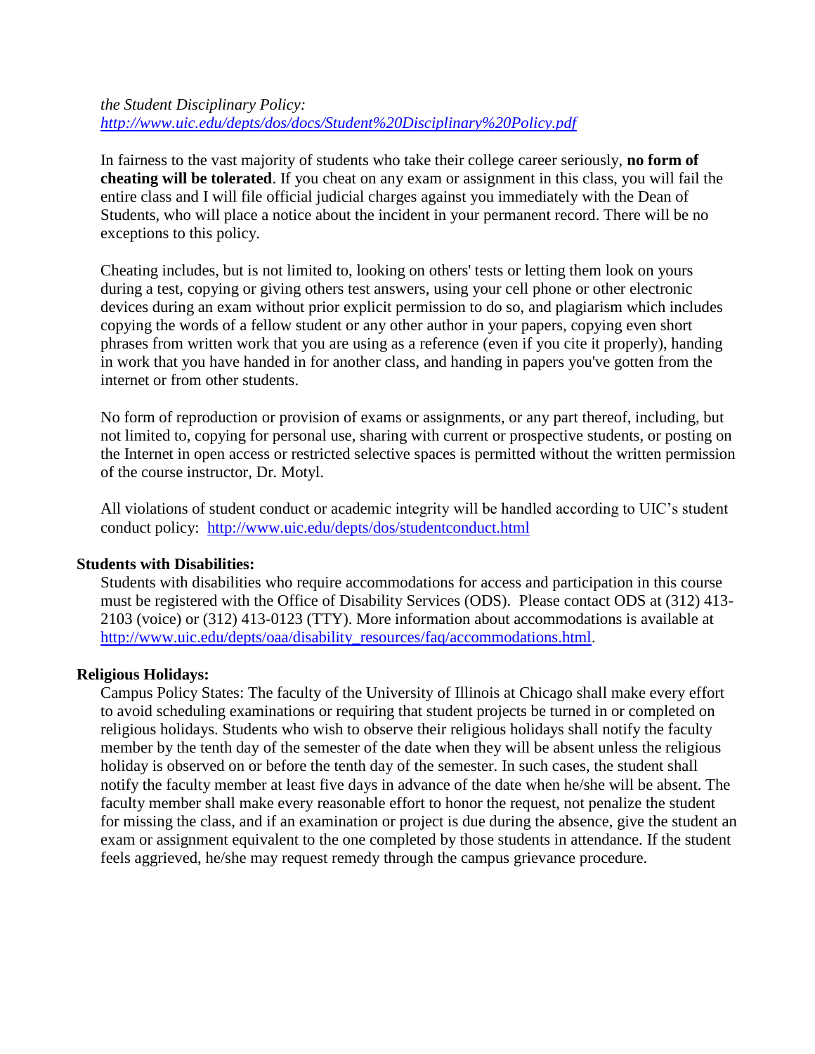*the Student Disciplinary Policy:*
*http://www.uic.edu/depts/dos/docs/Student%20Disciplinary%20Policy.pdf*

In fairness to the vast majority of students who take their college career seriously, **no form of cheating will be tolerated**. If you cheat on any exam or assignment in this class, you will fail the entire class and I will file official judicial charges against you immediately with the Dean of Students, who will place a notice about the incident in your permanent record. There will be no exceptions to this policy.

Cheating includes, but is not limited to, looking on others' tests or letting them look on yours during a test, copying or giving others test answers, using your cell phone or other electronic devices during an exam without prior explicit permission to do so, and plagiarism which includes copying the words of a fellow student or any other author in your papers, copying even short phrases from written work that you are using as a reference (even if you cite it properly), handing in work that you have handed in for another class, and handing in papers you've gotten from the internet or from other students.

No form of reproduction or provision of exams or assignments, or any part thereof, including, but not limited to, copying for personal use, sharing with current or prospective students, or posting on the Internet in open access or restricted selective spaces is permitted without the written permission of the course instructor, Dr. Motyl.

All violations of student conduct or academic integrity will be handled according to UIC's student conduct policy: http://www.uic.edu/depts/dos/studentconduct.html

**Students with Disabilities:**

Students with disabilities who require accommodations for access and participation in this course must be registered with the Office of Disability Services (ODS). Please contact ODS at (312) 413-2103 (voice) or (312) 413-0123 (TTY). More information about accommodations is available at http://www.uic.edu/depts/oaa/disability_resources/faq/accommodations.html.

**Religious Holidays:**

Campus Policy States: The faculty of the University of Illinois at Chicago shall make every effort to avoid scheduling examinations or requiring that student projects be turned in or completed on religious holidays. Students who wish to observe their religious holidays shall notify the faculty member by the tenth day of the semester of the date when they will be absent unless the religious holiday is observed on or before the tenth day of the semester. In such cases, the student shall notify the faculty member at least five days in advance of the date when he/she will be absent. The faculty member shall make every reasonable effort to honor the request, not penalize the student for missing the class, and if an examination or project is due during the absence, give the student an exam or assignment equivalent to the one completed by those students in attendance. If the student feels aggrieved, he/she may request remedy through the campus grievance procedure.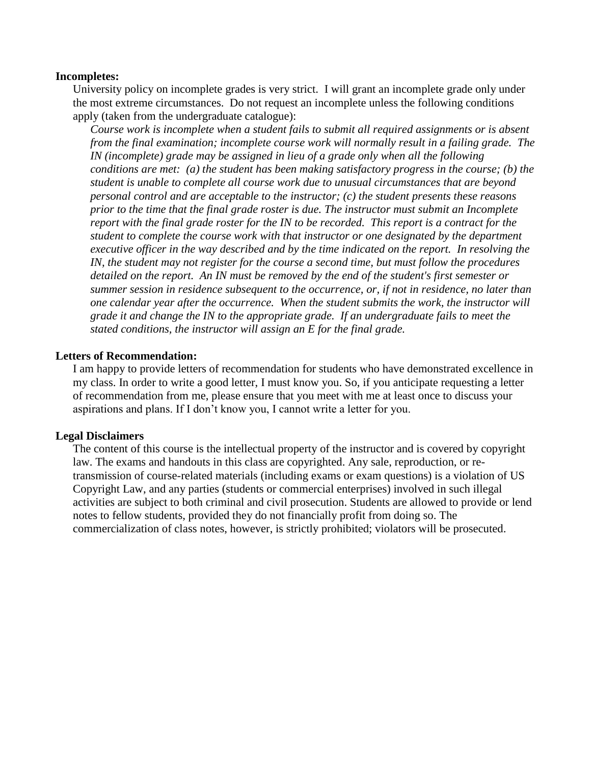**Incompletes:**

University policy on incomplete grades is very strict. I will grant an incomplete grade only under the most extreme circumstances. Do not request an incomplete unless the following conditions apply (taken from the undergraduate catalogue):

*Course work is incomplete when a student fails to submit all required assignments or is absent from the final examination; incomplete course work will normally result in a failing grade. The IN (incomplete) grade may be assigned in lieu of a grade only when all the following conditions are met: (a) the student has been making satisfactory progress in the course; (b) the student is unable to complete all course work due to unusual circumstances that are beyond personal control and are acceptable to the instructor; (c) the student presents these reasons prior to the time that the final grade roster is due. The instructor must submit an Incomplete report with the final grade roster for the IN to be recorded. This report is a contract for the student to complete the course work with that instructor or one designated by the department executive officer in the way described and by the time indicated on the report. In resolving the IN, the student may not register for the course a second time, but must follow the procedures detailed on the report. An IN must be removed by the end of the student's first semester or summer session in residence subsequent to the occurrence, or, if not in residence, no later than one calendar year after the occurrence. When the student submits the work, the instructor will grade it and change the IN to the appropriate grade. If an undergraduate fails to meet the stated conditions, the instructor will assign an E for the final grade.*

**Letters of Recommendation:**

I am happy to provide letters of recommendation for students who have demonstrated excellence in my class. In order to write a good letter, I must know you. So, if you anticipate requesting a letter of recommendation from me, please ensure that you meet with me at least once to discuss your aspirations and plans. If I don't know you, I cannot write a letter for you.

**Legal Disclaimers**

The content of this course is the intellectual property of the instructor and is covered by copyright law. The exams and handouts in this class are copyrighted. Any sale, reproduction, or re-transmission of course-related materials (including exams or exam questions) is a violation of US Copyright Law, and any parties (students or commercial enterprises) involved in such illegal activities are subject to both criminal and civil prosecution. Students are allowed to provide or lend notes to fellow students, provided they do not financially profit from doing so. The commercialization of class notes, however, is strictly prohibited; violators will be prosecuted.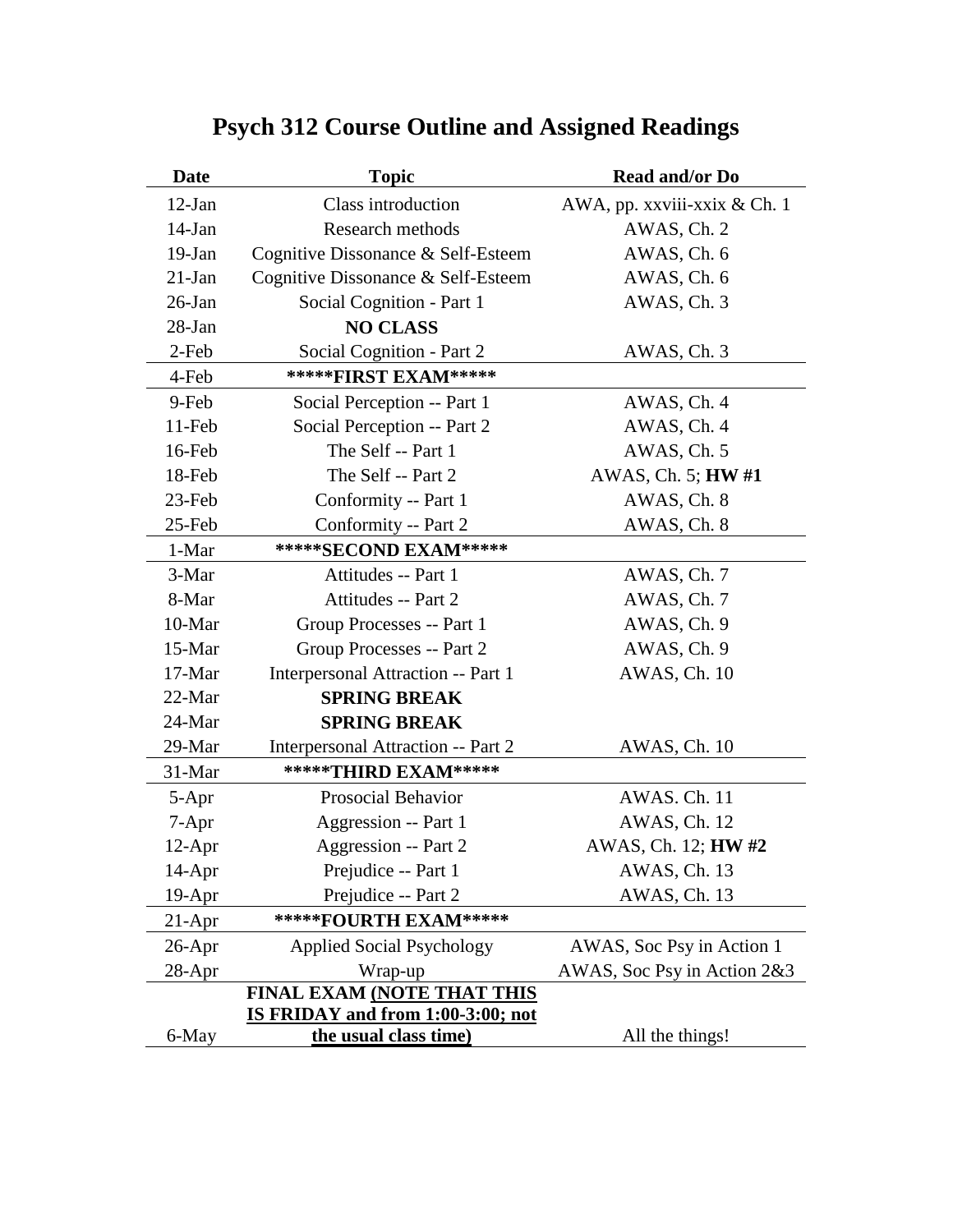# Psych 312 Course Outline and Assigned Readings

| Date | Topic | Read and/or Do |
|---|---|---|
| 12-Jan | Class introduction | AWA, pp. xxviii-xxix & Ch. 1 |
| 14-Jan | Research methods | AWAS, Ch. 2 |
| 19-Jan | Cognitive Dissonance & Self-Esteem | AWAS, Ch. 6 |
| 21-Jan | Cognitive Dissonance & Self-Esteem | AWAS, Ch. 6 |
| 26-Jan | Social Cognition - Part 1 | AWAS, Ch. 3 |
| 28-Jan | **NO CLASS** | |
| 2-Feb | Social Cognition - Part 2 | AWAS, Ch. 3 |
| 4-Feb | **\*\*\*\*\*FIRST EXAM\*\*\*\*\*** | |
| 9-Feb | Social Perception -- Part 1 | AWAS, Ch. 4 |
| 11-Feb | Social Perception -- Part 2 | AWAS, Ch. 4 |
| 16-Feb | The Self -- Part 1 | AWAS, Ch. 5 |
| 18-Feb | The Self -- Part 2 | AWAS, Ch. 5; **HW #1** |
| 23-Feb | Conformity -- Part 1 | AWAS, Ch. 8 |
| 25-Feb | Conformity -- Part 2 | AWAS, Ch. 8 |
| 1-Mar | **\*\*\*\*\*SECOND EXAM\*\*\*\*\*** | |
| 3-Mar | Attitudes -- Part 1 | AWAS, Ch. 7 |
| 8-Mar | Attitudes -- Part 2 | AWAS, Ch. 7 |
| 10-Mar | Group Processes -- Part 1 | AWAS, Ch. 9 |
| 15-Mar | Group Processes -- Part 2 | AWAS, Ch. 9 |
| 17-Mar | Interpersonal Attraction -- Part 1 | AWAS, Ch. 10 |
| 22-Mar | **SPRING BREAK** | |
| 24-Mar | **SPRING BREAK** | |
| 29-Mar | Interpersonal Attraction -- Part 2 | AWAS, Ch. 10 |
| 31-Mar | **\*\*\*\*\*THIRD EXAM\*\*\*\*\*** | |
| 5-Apr | Prosocial Behavior | AWAS. Ch. 11 |
| 7-Apr | Aggression -- Part 1 | AWAS, Ch. 12 |
| 12-Apr | Aggression -- Part 2 | AWAS, Ch. 12; **HW #2** |
| 14-Apr | Prejudice -- Part 1 | AWAS, Ch. 13 |
| 19-Apr | Prejudice -- Part 2 | AWAS, Ch. 13 |
| 21-Apr | **\*\*\*\*\*FOURTH EXAM\*\*\*\*\*** | |
| 26-Apr | Applied Social Psychology | AWAS, Soc Psy in Action 1 |
| 28-Apr | Wrap-up | AWAS, Soc Psy in Action 2&3 |
| 6-May | **FINAL EXAM <u>(NOTE THAT THIS IS FRIDAY and from 1:00-3:00; not the usual class time)</u>** | All the things! |